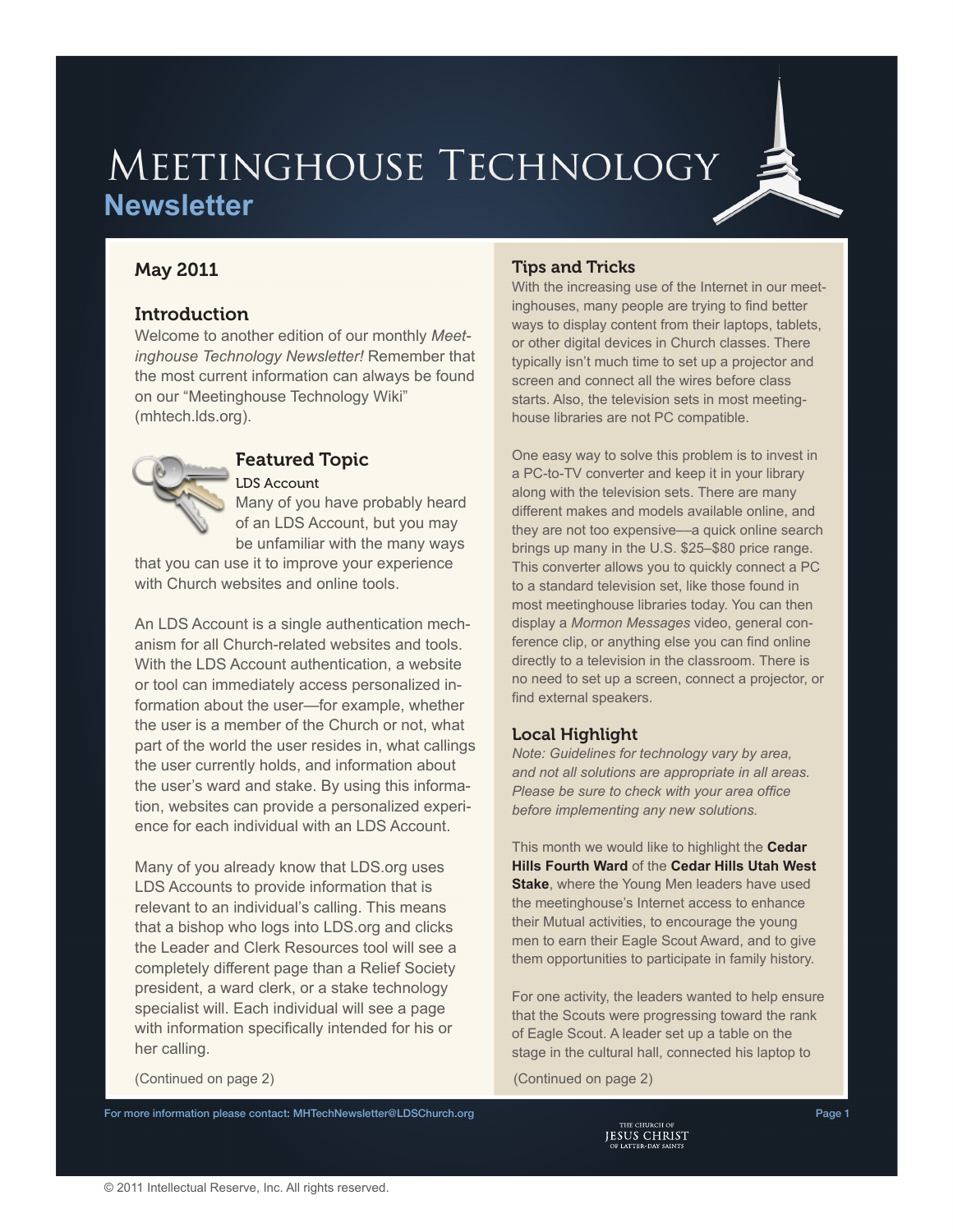# Meetinghouse Technology Newsletter

## May 2011

### Introduction

Welcome to another edition of our monthly *Meetinghouse Technology Newsletter!* Remember that the most current information can always be found on our "Meetinghouse Technology Wiki" (mhtech.lds.org).

### Featured Topic

#### LDS Account

Many of you have probably heard of an LDS Account, but you may be unfamiliar with the many ways that you can use it to improve your experience with Church websites and online tools.

An LDS Account is a single authentication mechanism for all Church-related websites and tools. With the LDS Account authentication, a website or tool can immediately access personalized information about the user—for example, whether the user is a member of the Church or not, what part of the world the user resides in, what callings the user currently holds, and information about the user's ward and stake. By using this information, websites can provide a personalized experience for each individual with an LDS Account.

Many of you already know that LDS.org uses LDS Accounts to provide information that is relevant to an individual's calling. This means that a bishop who logs into LDS.org and clicks the Leader and Clerk Resources tool will see a completely different page than a Relief Society president, a ward clerk, or a stake technology specialist will. Each individual will see a page with information specifically intended for his or her calling.

(Continued on page 2)

### Tips and Tricks

With the increasing use of the Internet in our meetinghouses, many people are trying to find better ways to display content from their laptops, tablets, or other digital devices in Church classes. There typically isn't much time to set up a projector and screen and connect all the wires before class starts. Also, the television sets in most meetinghouse libraries are not PC compatible.

One easy way to solve this problem is to invest in a PC-to-TV converter and keep it in your library along with the television sets. There are many different makes and models available online, and they are not too expensive—a quick online search brings up many in the U.S. $25–$80 price range. This converter allows you to quickly connect a PC to a standard television set, like those found in most meetinghouse libraries today. You can then display a *Mormon Messages* video, general conference clip, or anything else you can find online directly to a television in the classroom. There is no need to set up a screen, connect a projector, or find external speakers.

### Local Highlight

*Note: Guidelines for technology vary by area, and not all solutions are appropriate in all areas. Please be sure to check with your area office before implementing any new solutions.*

This month we would like to highlight the **Cedar Hills Fourth Ward** of the **Cedar Hills Utah West Stake**, where the Young Men leaders have used the meetinghouse's Internet access to enhance their Mutual activities, to encourage the young men to earn their Eagle Scout Award, and to give them opportunities to participate in family history.

For one activity, the leaders wanted to help ensure that the Scouts were progressing toward the rank of Eagle Scout. A leader set up a table on the stage in the cultural hall, connected his laptop to

(Continued on page 2)

For more information please contact: MHTechNewsletter@LDSChurch.org

© 2011 Intellectual Reserve, Inc. All rights reserved.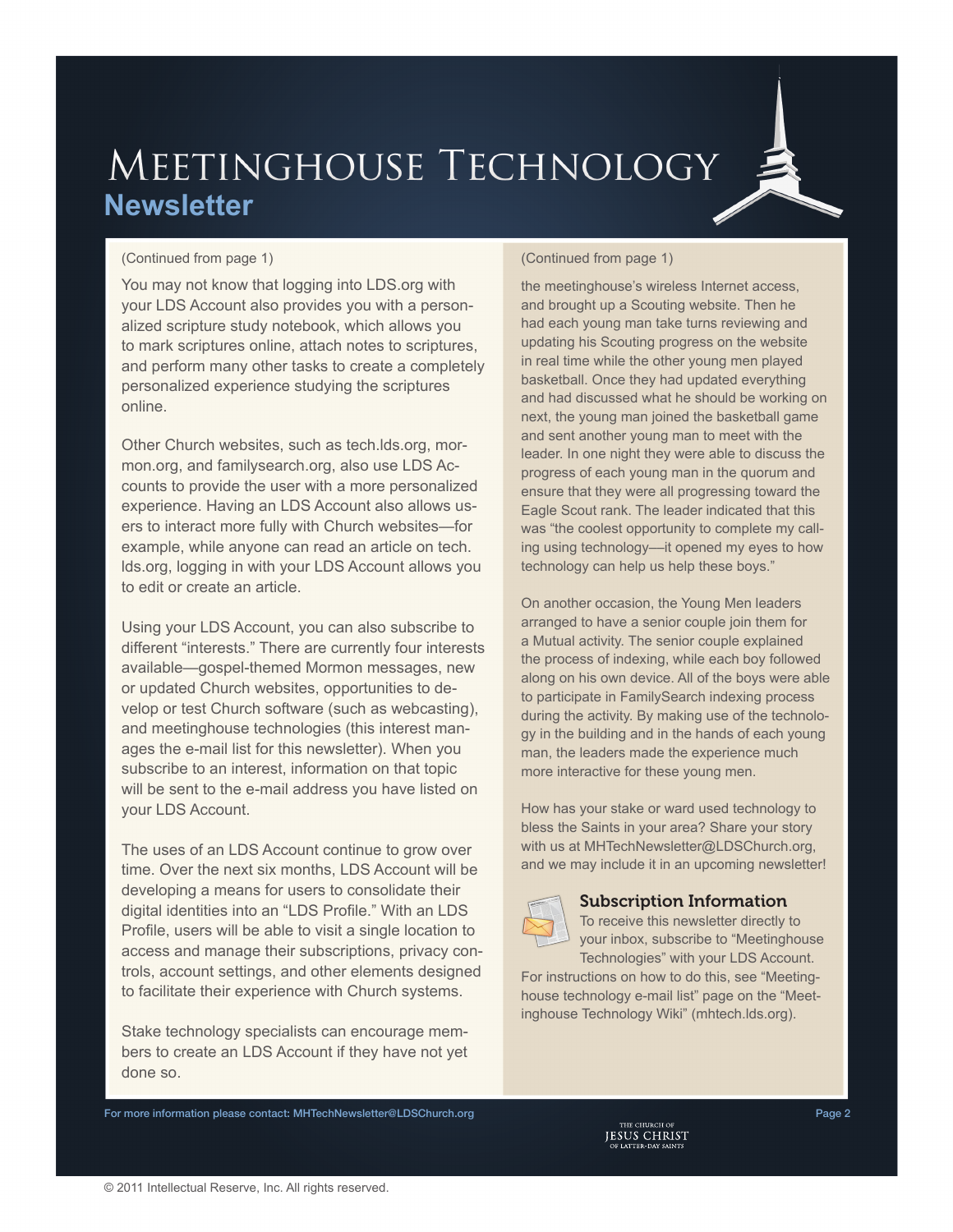# Meetinghouse Technology
## Newsletter

(Continued from page 1)

You may not know that logging into LDS.org with your LDS Account also provides you with a personalized scripture study notebook, which allows you to mark scriptures online, attach notes to scriptures, and perform many other tasks to create a completely personalized experience studying the scriptures online.

Other Church websites, such as tech.lds.org, mormon.org, and familysearch.org, also use LDS Accounts to provide the user with a more personalized experience. Having an LDS Account also allows users to interact more fully with Church websites—for example, while anyone can read an article on tech.lds.org, logging in with your LDS Account allows you to edit or create an article.

Using your LDS Account, you can also subscribe to different "interests." There are currently four interests available—gospel-themed Mormon messages, new or updated Church websites, opportunities to develop or test Church software (such as webcasting), and meetinghouse technologies (this interest manages the e-mail list for this newsletter). When you subscribe to an interest, information on that topic will be sent to the e-mail address you have listed on your LDS Account.

The uses of an LDS Account continue to grow over time. Over the next six months, LDS Account will be developing a means for users to consolidate their digital identities into an "LDS Profile." With an LDS Profile, users will be able to visit a single location to access and manage their subscriptions, privacy controls, account settings, and other elements designed to facilitate their experience with Church systems.

Stake technology specialists can encourage members to create an LDS Account if they have not yet done so.

(Continued from page 1)

the meetinghouse's wireless Internet access, and brought up a Scouting website. Then he had each young man take turns reviewing and updating his Scouting progress on the website in real time while the other young men played basketball. Once they had updated everything and had discussed what he should be working on next, the young man joined the basketball game and sent another young man to meet with the leader. In one night they were able to discuss the progress of each young man in the quorum and ensure that they were all progressing toward the Eagle Scout rank. The leader indicated that this was "the coolest opportunity to complete my calling using technology—it opened my eyes to how technology can help us help these boys."

On another occasion, the Young Men leaders arranged to have a senior couple join them for a Mutual activity. The senior couple explained the process of indexing, while each boy followed along on his own device. All of the boys were able to participate in FamilySearch indexing process during the activity. By making use of the technology in the building and in the hands of each young man, the leaders made the experience much more interactive for these young men.

How has your stake or ward used technology to bless the Saints in your area? Share your story with us at MHTechNewsletter@LDSChurch.org, and we may include it in an upcoming newsletter!

### Subscription Information

To receive this newsletter directly to your inbox, subscribe to "Meetinghouse Technologies" with your LDS Account. For instructions on how to do this, see "Meetinghouse technology e-mail list" page on the "Meetinghouse Technology Wiki" (mhtech.lds.org).

For more information please contact: MHTechNewsletter@LDSChurch.org

The Church of Jesus Christ of Latter-day Saints

© 2011 Intellectual Reserve, Inc. All rights reserved.